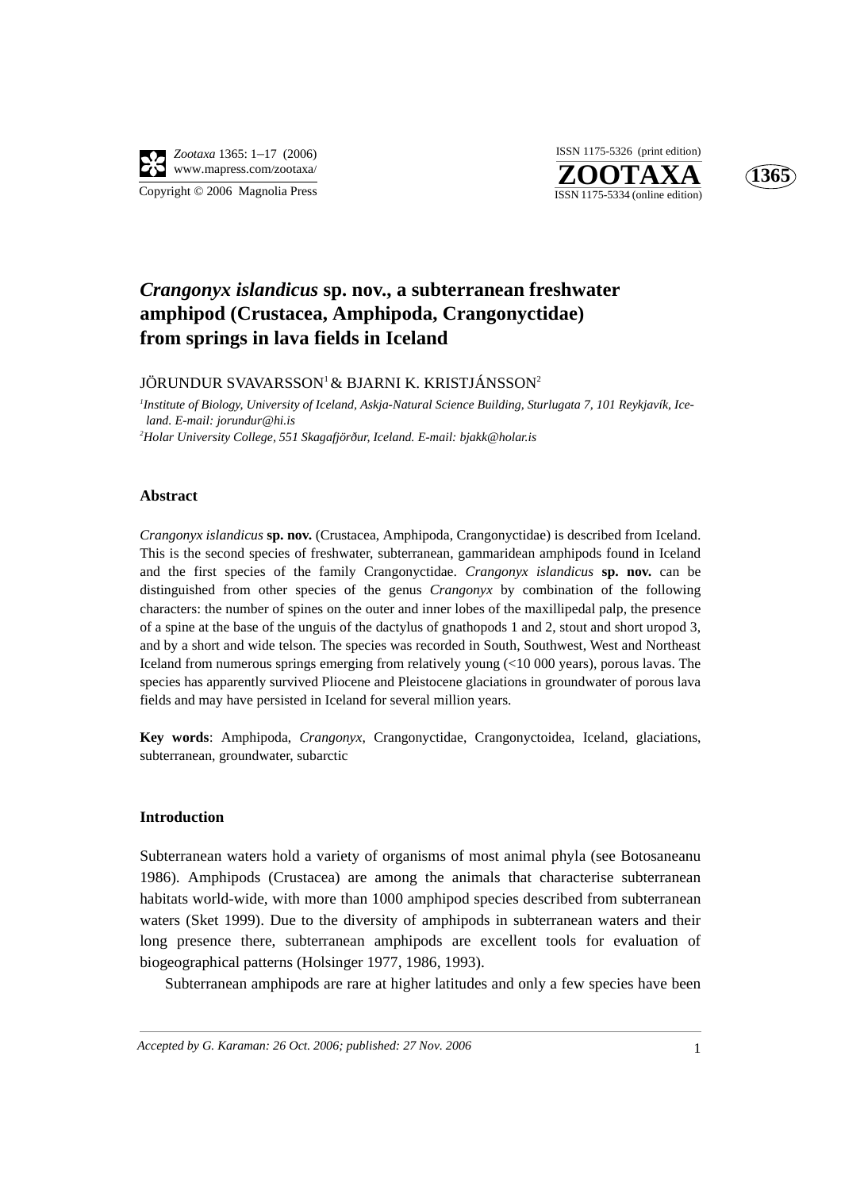# *Crangonyx islandicus* sp. nov., a subterranean freshwater amphipod (Crustacea, Amphipoda, Crangonyctidae) from springs in lava fields in Iceland

JÖRUNDUR SVAVARSSON[1] & BJARNI K. KRISTJÁNSSON[2]

[1]*Institute of Biology, University of Iceland, Askja-Natural Science Building, Sturlugata 7, 101 Reykjavík, Iceland. E-mail: jorundur@hi.is*

[2]*Holar University College, 551 Skagafjörður, Iceland. E-mail: bjakk@holar.is*

## Abstract

*Crangonyx islandicus* **sp. nov.** (Crustacea, Amphipoda, Crangonyctidae) is described from Iceland. This is the second species of freshwater, subterranean, gammaridean amphipods found in Iceland and the first species of the family Crangonyctidae. *Crangonyx islandicus* **sp. nov.** can be distinguished from other species of the genus *Crangonyx* by combination of the following characters: the number of spines on the outer and inner lobes of the maxillipedal palp, the presence of a spine at the base of the unguis of the dactylus of gnathopods 1 and 2, stout and short uropod 3, and by a short and wide telson. The species was recorded in South, Southwest, West and Northeast Iceland from numerous springs emerging from relatively young (<10 000 years), porous lavas. The species has apparently survived Pliocene and Pleistocene glaciations in groundwater of porous lava fields and may have persisted in Iceland for several million years.

**Key words**: Amphipoda, *Crangonyx*, Crangonyctidae, Crangonyctoidea, Iceland, glaciations, subterranean, groundwater, subarctic

## Introduction

Subterranean waters hold a variety of organisms of most animal phyla (see Botosaneanu 1986). Amphipods (Crustacea) are among the animals that characterise subterranean habitats world-wide, with more than 1000 amphipod species described from subterranean waters (Sket 1999). Due to the diversity of amphipods in subterranean waters and their long presence there, subterranean amphipods are excellent tools for evaluation of biogeographical patterns (Holsinger 1977, 1986, 1993).

Subterranean amphipods are rare at higher latitudes and only a few species have been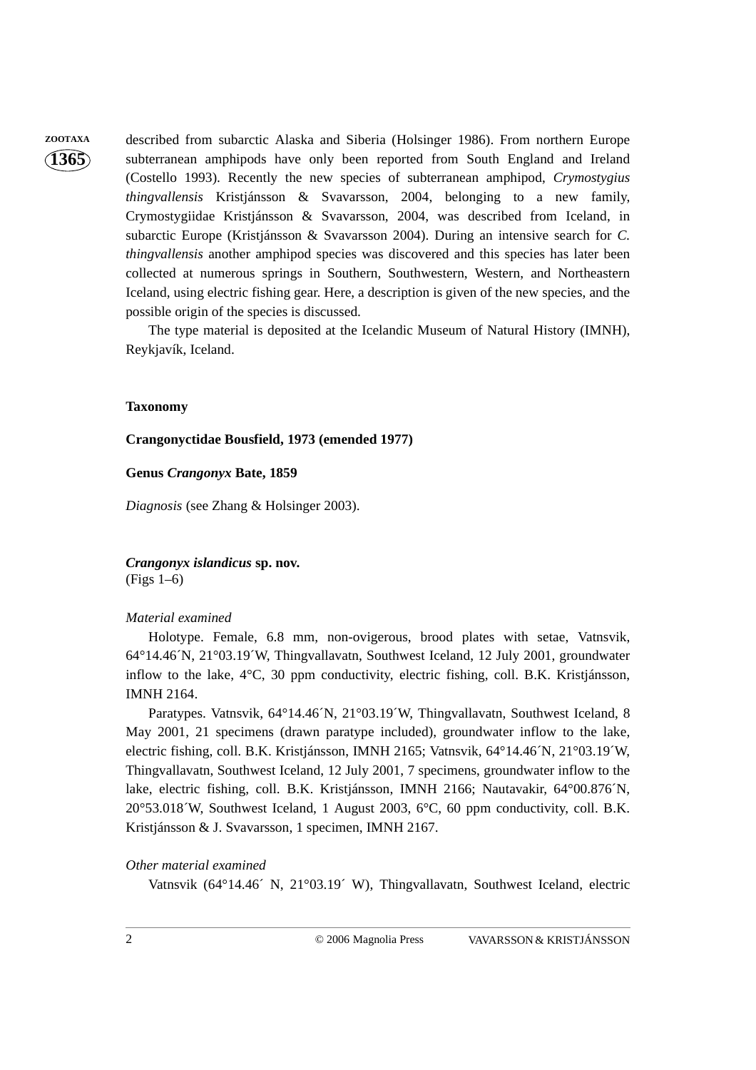described from subarctic Alaska and Siberia (Holsinger 1986). From northern Europe subterranean amphipods have only been reported from South England and Ireland (Costello 1993). Recently the new species of subterranean amphipod, *Crymostygius thingvallensis* Kristjánsson & Svavarsson, 2004, belonging to a new family, Crymostygiidae Kristjánsson & Svavarsson, 2004, was described from Iceland, in subarctic Europe (Kristjánsson & Svavarsson 2004). During an intensive search for *C. thingvallensis* another amphipod species was discovered and this species has later been collected at numerous springs in Southern, Southwestern, Western, and Northeastern Iceland, using electric fishing gear. Here, a description is given of the new species, and the possible origin of the species is discussed.

The type material is deposited at the Icelandic Museum of Natural History (IMNH), Reykjavík, Iceland.

## Taxonomy

### Crangonyctidae Bousfield, 1973 (emended 1977)

### Genus *Crangonyx* Bate, 1859

*Diagnosis* (see Zhang & Holsinger 2003).

### *Crangonyx islandicus* sp. nov.

(Figs 1–6)

*Material examined*

Holotype. Female, 6.8 mm, non-ovigerous, brood plates with setae, Vatnsvik, 64°14.46´N, 21°03.19´W, Thingvallavatn, Southwest Iceland, 12 July 2001, groundwater inflow to the lake, 4°C, 30 ppm conductivity, electric fishing, coll. B.K. Kristjánsson, IMNH 2164.

Paratypes. Vatnsvik, 64°14.46´N, 21°03.19´W, Thingvallavatn, Southwest Iceland, 8 May 2001, 21 specimens (drawn paratype included), groundwater inflow to the lake, electric fishing, coll. B.K. Kristjánsson, IMNH 2165; Vatnsvik, 64°14.46´N, 21°03.19´W, Thingvallavatn, Southwest Iceland, 12 July 2001, 7 specimens, groundwater inflow to the lake, electric fishing, coll. B.K. Kristjánsson, IMNH 2166; Nautavakir, 64°00.876´N, 20°53.018´W, Southwest Iceland, 1 August 2003, 6°C, 60 ppm conductivity, coll. B.K. Kristjánsson & J. Svavarsson, 1 specimen, IMNH 2167.

*Other material examined*

Vatnsvik (64°14.46´ N, 21°03.19´ W), Thingvallavatn, Southwest Iceland, electric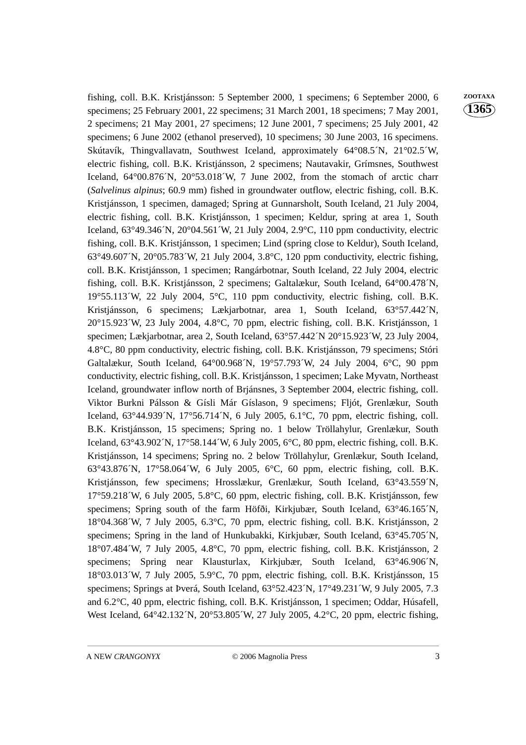fishing, coll. B.K. Kristjánsson: 5 September 2000, 1 specimens; 6 September 2000, 6 specimens; 25 February 2001, 22 specimens; 31 March 2001, 18 specimens; 7 May 2001, 2 specimens; 21 May 2001, 27 specimens; 12 June 2001, 7 specimens; 25 July 2001, 42 specimens; 6 June 2002 (ethanol preserved), 10 specimens; 30 June 2003, 16 specimens. Skútavík, Thingvallavatn, Southwest Iceland, approximately 64°08.5´N, 21°02.5´W, electric fishing, coll. B.K. Kristjánsson, 2 specimens; Nautavakir, Grímsnes, Southwest Iceland, 64°00.876´N, 20°53.018´W, 7 June 2002, from the stomach of arctic charr (*Salvelinus alpinus*; 60.9 mm) fished in groundwater outflow, electric fishing, coll. B.K. Kristjánsson, 1 specimen, damaged; Spring at Gunnarsholt, South Iceland, 21 July 2004, electric fishing, coll. B.K. Kristjánsson, 1 specimen; Keldur, spring at area 1, South Iceland, 63°49.346´N, 20°04.561´W, 21 July 2004, 2.9°C, 110 ppm conductivity, electric fishing, coll. B.K. Kristjánsson, 1 specimen; Lind (spring close to Keldur), South Iceland, 63°49.607´N, 20°05.783´W, 21 July 2004, 3.8°C, 120 ppm conductivity, electric fishing, coll. B.K. Kristjánsson, 1 specimen; Rangárbotnar, South Iceland, 22 July 2004, electric fishing, coll. B.K. Kristjánsson, 2 specimens; Galtalækur, South Iceland, 64°00.478´N, 19°55.113´W, 22 July 2004, 5°C, 110 ppm conductivity, electric fishing, coll. B.K. Kristjánsson, 6 specimens; Lækjarbotnar, area 1, South Iceland, 63°57.442´N, 20°15.923´W, 23 July 2004, 4.8°C, 70 ppm, electric fishing, coll. B.K. Kristjánsson, 1 specimen; Lækjarbotnar, area 2, South Iceland, 63°57.442´N 20°15.923´W, 23 July 2004, 4.8°C, 80 ppm conductivity, electric fishing, coll. B.K. Kristjánsson, 79 specimens; Stóri Galtalækur, South Iceland, 64°00.968´N, 19°57.793´W, 24 July 2004, 6°C, 90 ppm conductivity, electric fishing, coll. B.K. Kristjánsson, 1 specimen; Lake Myvatn, Northeast Iceland, groundwater inflow north of Brjánsnes, 3 September 2004, electric fishing, coll. Viktor Burkni Pálsson & Gísli Már Gíslason, 9 specimens; Fljót, Grenlækur, South Iceland, 63°44.939´N, 17°56.714´N, 6 July 2005, 6.1°C, 70 ppm, electric fishing, coll. B.K. Kristjánsson, 15 specimens; Spring no. 1 below Tröllahylur, Grenlækur, South Iceland, 63°43.902´N, 17°58.144´W, 6 July 2005, 6°C, 80 ppm, electric fishing, coll. B.K. Kristjánsson, 14 specimens; Spring no. 2 below Tröllahylur, Grenlækur, South Iceland, 63°43.876´N, 17°58.064´W, 6 July 2005, 6°C, 60 ppm, electric fishing, coll. B.K. Kristjánsson, few specimens; Hrosslækur, Grenlækur, South Iceland, 63°43.559´N, 17°59.218´W, 6 July 2005, 5.8°C, 60 ppm, electric fishing, coll. B.K. Kristjánsson, few specimens; Spring south of the farm Höfði, Kirkjubær, South Iceland, 63°46.165´N, 18°04.368´W, 7 July 2005, 6.3°C, 70 ppm, electric fishing, coll. B.K. Kristjánsson, 2 specimens; Spring in the land of Hunkubakki, Kirkjubær, South Iceland, 63°45.705´N, 18°07.484´W, 7 July 2005, 4.8°C, 70 ppm, electric fishing, coll. B.K. Kristjánsson, 2 specimens; Spring near Klausturlax, Kirkjubær, South Iceland, 63°46.906´N, 18°03.013´W, 7 July 2005, 5.9°C, 70 ppm, electric fishing, coll. B.K. Kristjánsson, 15 specimens; Springs at Þverá, South Iceland, 63°52.423´N, 17°49.231´W, 9 July 2005, 7.3 and 6.2°C, 40 ppm, electric fishing, coll. B.K. Kristjánsson, 1 specimen; Oddar, Húsafell, West Iceland, 64°42.132´N, 20°53.805´W, 27 July 2005, 4.2°C, 20 ppm, electric fishing,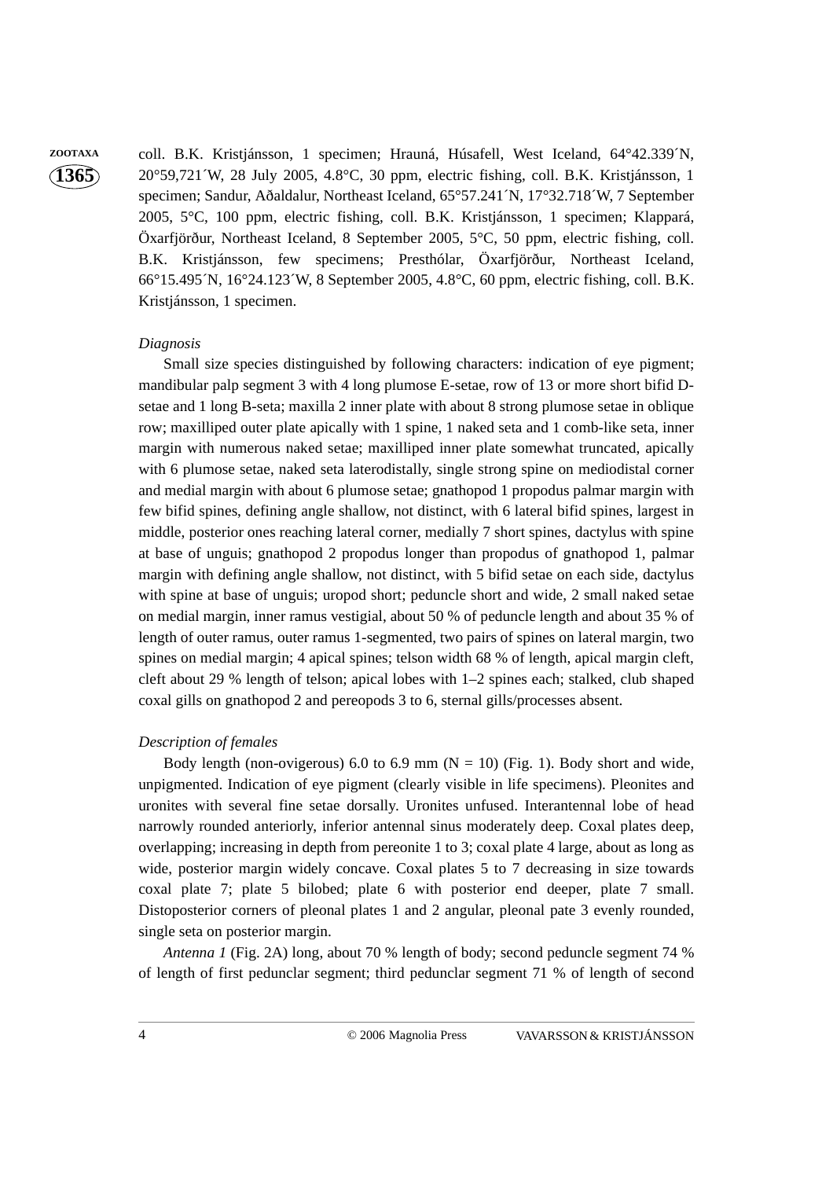coll. B.K. Kristjánsson, 1 specimen; Hrauná, Húsafell, West Iceland, 64°42.339´N, 20°59,721´W, 28 July 2005, 4.8°C, 30 ppm, electric fishing, coll. B.K. Kristjánsson, 1 specimen; Sandur, Aðaldalur, Northeast Iceland, 65°57.241´N, 17°32.718´W, 7 September 2005, 5°C, 100 ppm, electric fishing, coll. B.K. Kristjánsson, 1 specimen; Klapparà, Öxarfjörður, Northeast Iceland, 8 September 2005, 5°C, 50 ppm, electric fishing, coll. B.K. Kristjánsson, few specimens; Presthólar, Öxarfjörður, Northeast Iceland, 66°15.495´N, 16°24.123´W, 8 September 2005, 4.8°C, 60 ppm, electric fishing, coll. B.K. Kristjánsson, 1 specimen.

*Diagnosis*

Small size species distinguished by following characters: indication of eye pigment; mandibular palp segment 3 with 4 long plumose E-setae, row of 13 or more short bifid D-setae and 1 long B-seta; maxilla 2 inner plate with about 8 strong plumose setae in oblique row; maxilliped outer plate apically with 1 spine, 1 naked seta and 1 comb-like seta, inner margin with numerous naked setae; maxilliped inner plate somewhat truncated, apically with 6 plumose setae, naked seta laterodistally, single strong spine on mediodistal corner and medial margin with about 6 plumose setae; gnathopod 1 propodus palmar margin with few bifid spines, defining angle shallow, not distinct, with 6 lateral bifid spines, largest in middle, posterior ones reaching lateral corner, medially 7 short spines, dactylus with spine at base of unguis; gnathopod 2 propodus longer than propodus of gnathopod 1, palmar margin with defining angle shallow, not distinct, with 5 bifid setae on each side, dactylus with spine at base of unguis; uropod short; peduncle short and wide, 2 small naked setae on medial margin, inner ramus vestigial, about 50 % of peduncle length and about 35 % of length of outer ramus, outer ramus 1-segmented, two pairs of spines on lateral margin, two spines on medial margin; 4 apical spines; telson width 68 % of length, apical margin cleft, cleft about 29 % length of telson; apical lobes with 1–2 spines each; stalked, club shaped coxal gills on gnathopod 2 and pereopods 3 to 6, sternal gills/processes absent.

*Description of females*

Body length (non-ovigerous) 6.0 to 6.9 mm (N = 10) (Fig. 1). Body short and wide, unpigmented. Indication of eye pigment (clearly visible in life specimens). Pleonites and uronites with several fine setae dorsally. Uronites unfused. Interantennal lobe of head narrowly rounded anteriorly, inferior antennal sinus moderately deep. Coxal plates deep, overlapping; increasing in depth from pereonite 1 to 3; coxal plate 4 large, about as long as wide, posterior margin widely concave. Coxal plates 5 to 7 decreasing in size towards coxal plate 7; plate 5 bilobed; plate 6 with posterior end deeper, plate 7 small. Distoposterior corners of pleonal plates 1 and 2 angular, pleonal pate 3 evenly rounded, single seta on posterior margin.

*Antenna 1* (Fig. 2A) long, about 70 % length of body; second peduncle segment 74 % of length of first peduncular segment; third peduncular segment 71 % of length of second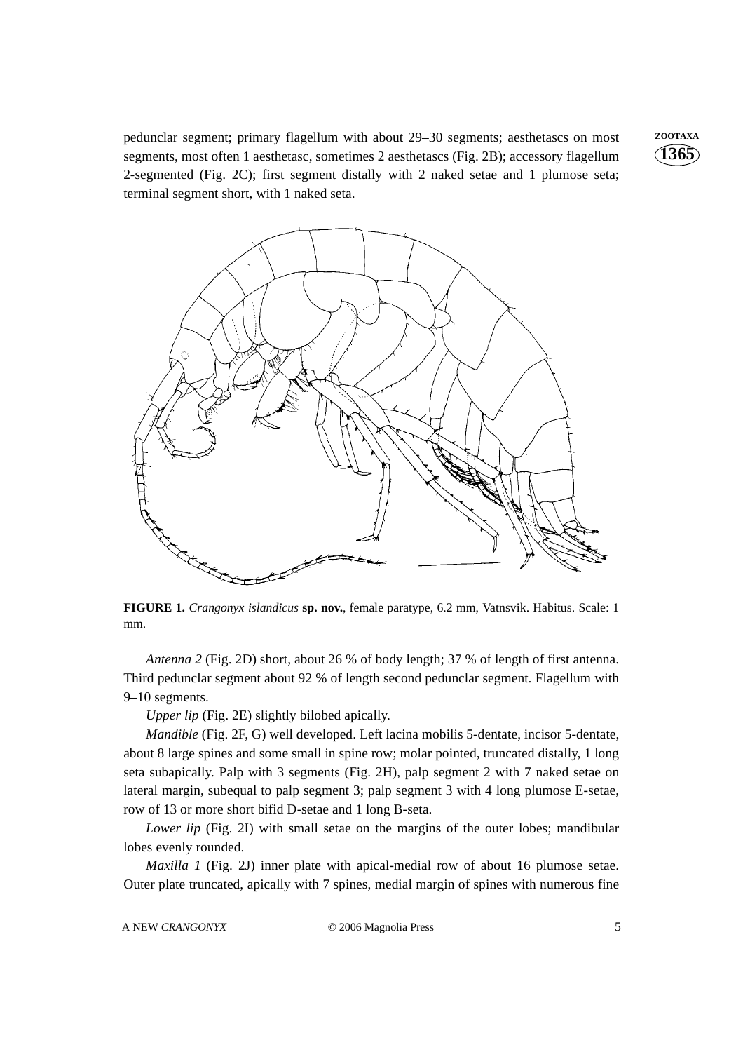peduncular segment; primary flagellum with about 29–30 segments; aesthetascs on most segments, most often 1 aesthetasc, sometimes 2 aesthetascs (Fig. 2B); accessory flagellum 2-segmented (Fig. 2C); first segment distally with 2 naked setae and 1 plumose seta; terminal segment short, with 1 naked seta.

**FIGURE 1.** *Crangonyx islandicus* **sp. nov.**, female paratype, 6.2 mm, Vatnsvik. Habitus. Scale: 1 mm.

*Antenna 2* (Fig. 2D) short, about 26 % of body length; 37 % of length of first antenna. Third peduncular segment about 92 % of length second peduncular segment. Flagellum with 9–10 segments.

*Upper lip* (Fig. 2E) slightly bilobed apically.

*Mandible* (Fig. 2F, G) well developed. Left lacina mobilis 5-dentate, incisor 5-dentate, about 8 large spines and some small in spine row; molar pointed, truncated distally, 1 long seta subapically. Palp with 3 segments (Fig. 2H), palp segment 2 with 7 naked setae on lateral margin, subequal to palp segment 3; palp segment 3 with 4 long plumose E-setae, row of 13 or more short bifid D-setae and 1 long B-seta.

*Lower lip* (Fig. 2I) with small setae on the margins of the outer lobes; mandibular lobes evenly rounded.

*Maxilla 1* (Fig. 2J) inner plate with apical-medial row of about 16 plumose setae. Outer plate truncated, apically with 7 spines, medial margin of spines with numerous fine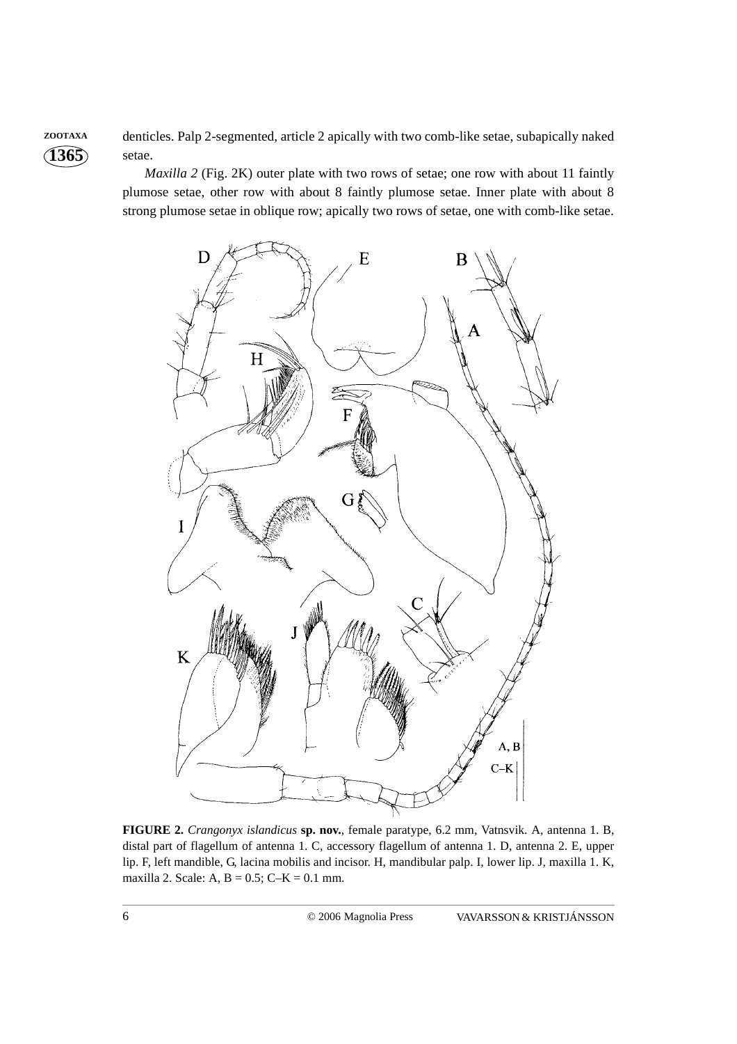denticles. Palp 2-segmented, article 2 apically with two comb-like setae, subapically naked setae.

*Maxilla 2* (Fig. 2K) outer plate with two rows of setae; one row with about 11 faintly plumose setae, other row with about 8 faintly plumose setae. Inner plate with about 8 strong plumose setae in oblique row; apically two rows of setae, one with comb-like setae.

**FIGURE 2.** *Crangonyx islandicus* **sp. nov.**, female paratype, 6.2 mm, Vatnsvik. A, antenna 1. B, distal part of flagellum of antenna 1. C, accessory flagellum of antenna 1. D, antenna 2. E, upper lip. F, left mandible, G, lacina mobilis and incisor. H, mandibular palp. I, lower lip. J, maxilla 1. K, maxilla 2. Scale: A, B = 0.5; C–K = 0.1 mm.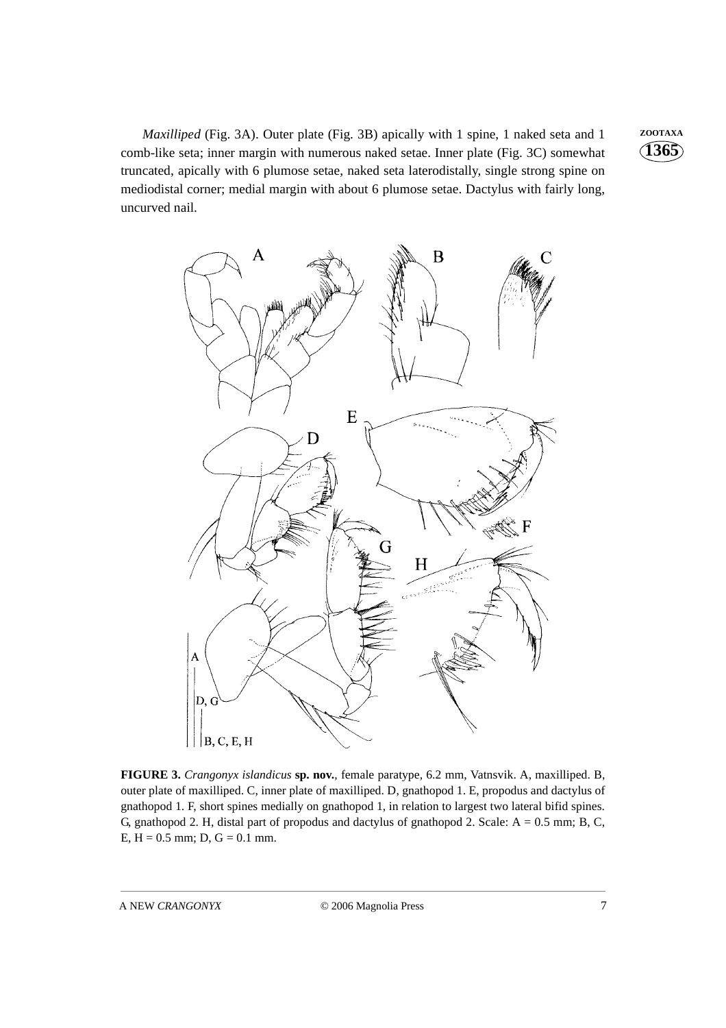*Maxilliped* (Fig. 3A). Outer plate (Fig. 3B) apically with 1 spine, 1 naked seta and 1 comb-like seta; inner margin with numerous naked setae. Inner plate (Fig. 3C) somewhat truncated, apically with 6 plumose setae, naked seta laterodistally, single strong spine on mediodistal corner; medial margin with about 6 plumose setae. Dactylus with fairly long, uncurved nail.

**FIGURE 3.** *Crangonyx islandicus* **sp. nov.**, female paratype, 6.2 mm, Vatnsvik. A, maxilliped. B, outer plate of maxilliped. C, inner plate of maxilliped. D, gnathopod 1. E, propodus and dactylus of gnathopod 1. F, short spines medially on gnathopod 1, in relation to largest two lateral bifid spines. G, gnathopod 2. H, distal part of propodus and dactylus of gnathopod 2. Scale: A = 0.5 mm; B, C, E, H = 0.5 mm; D, G = 0.1 mm.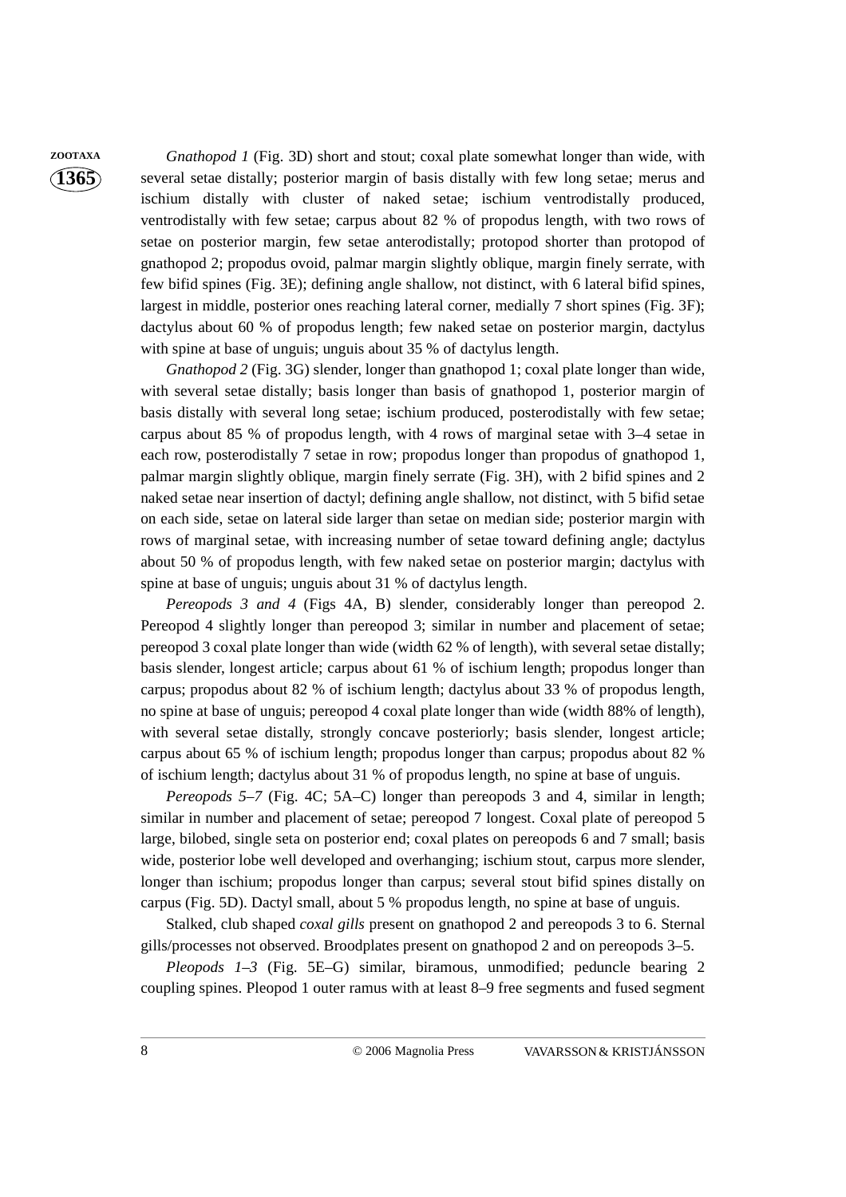*Gnathopod 1* (Fig. 3D) short and stout; coxal plate somewhat longer than wide, with several setae distally; posterior margin of basis distally with few long setae; merus and ischium distally with cluster of naked setae; ischium ventrodistally produced, ventrodistally with few setae; carpus about 82 % of propodus length, with two rows of setae on posterior margin, few setae anterodistally; protopod shorter than protopod of gnathopod 2; propodus ovoid, palmar margin slightly oblique, margin finely serrate, with few bifid spines (Fig. 3E); defining angle shallow, not distinct, with 6 lateral bifid spines, largest in middle, posterior ones reaching lateral corner, medially 7 short spines (Fig. 3F); dactylus about 60 % of propodus length; few naked setae on posterior margin, dactylus with spine at base of unguis; unguis about 35 % of dactylus length.

*Gnathopod 2* (Fig. 3G) slender, longer than gnathopod 1; coxal plate longer than wide, with several setae distally; basis longer than basis of gnathopod 1, posterior margin of basis distally with several long setae; ischium produced, posterodistally with few setae; carpus about 85 % of propodus length, with 4 rows of marginal setae with 3–4 setae in each row, posterodistally 7 setae in row; propodus longer than propodus of gnathopod 1, palmar margin slightly oblique, margin finely serrate (Fig. 3H), with 2 bifid spines and 2 naked setae near insertion of dactyl; defining angle shallow, not distinct, with 5 bifid setae on each side, setae on lateral side larger than setae on median side; posterior margin with rows of marginal setae, with increasing number of setae toward defining angle; dactylus about 50 % of propodus length, with few naked setae on posterior margin; dactylus with spine at base of unguis; unguis about 31 % of dactylus length.

*Pereopods 3 and 4* (Figs 4A, B) slender, considerably longer than pereopod 2. Pereopod 4 slightly longer than pereopod 3; similar in number and placement of setae; pereopod 3 coxal plate longer than wide (width 62 % of length), with several setae distally; basis slender, longest article; carpus about 61 % of ischium length; propodus longer than carpus; propodus about 82 % of ischium length; dactylus about 33 % of propodus length, no spine at base of unguis; pereopod 4 coxal plate longer than wide (width 88% of length), with several setae distally, strongly concave posteriorly; basis slender, longest article; carpus about 65 % of ischium length; propodus longer than carpus; propodus about 82 % of ischium length; dactylus about 31 % of propodus length, no spine at base of unguis.

*Pereopods 5–7* (Fig. 4C; 5A–C) longer than pereopods 3 and 4, similar in length; similar in number and placement of setae; pereopod 7 longest. Coxal plate of pereopod 5 large, bilobed, single seta on posterior end; coxal plates on pereopods 6 and 7 small; basis wide, posterior lobe well developed and overhanging; ischium stout, carpus more slender, longer than ischium; propodus longer than carpus; several stout bifid spines distally on carpus (Fig. 5D). Dactyl small, about 5 % propodus length, no spine at base of unguis.

Stalked, club shaped *coxal gills* present on gnathopod 2 and pereopods 3 to 6. Sternal gills/processes not observed. Broodplates present on gnathopod 2 and on pereopods 3–5.

*Pleopods 1–3* (Fig. 5E–G) similar, biramous, unmodified; peduncle bearing 2 coupling spines. Pleopod 1 outer ramus with at least 8–9 free segments and fused segment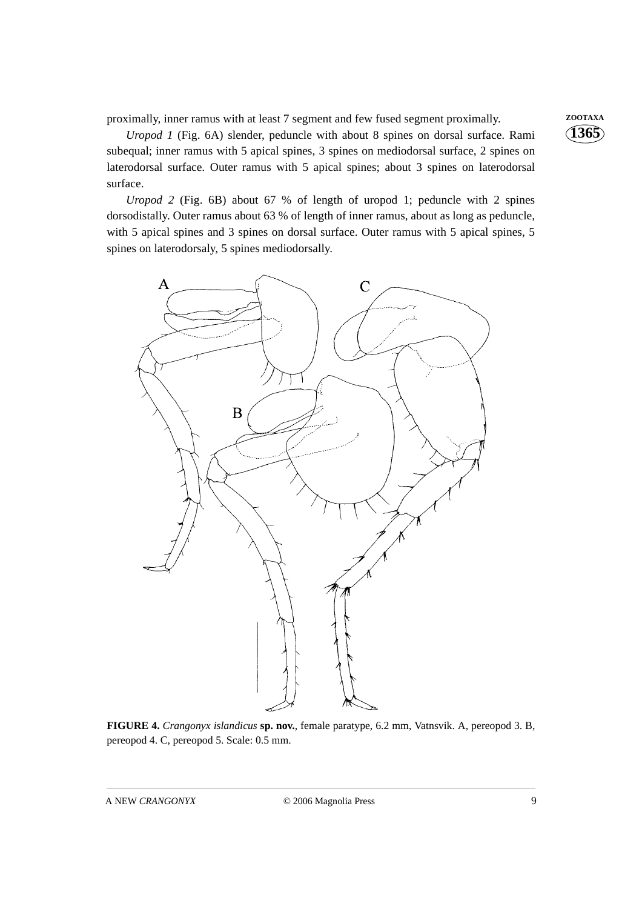proximally, inner ramus with at least 7 segment and few fused segment proximally.

*Uropod 1* (Fig. 6A) slender, peduncle with about 8 spines on dorsal surface. Rami subequal; inner ramus with 5 apical spines, 3 spines on mediodorsal surface, 2 spines on laterodorsal surface. Outer ramus with 5 apical spines; about 3 spines on laterodorsal surface.

*Uropod 2* (Fig. 6B) about 67 % of length of uropod 1; peduncle with 2 spines dorsodistally. Outer ramus about 63 % of length of inner ramus, about as long as peduncle, with 5 apical spines and 3 spines on dorsal surface. Outer ramus with 5 apical spines, 5 spines on laterodorsaly, 5 spines mediodorsally.

**FIGURE 4.** *Crangonyx islandicus* **sp. nov.**, female paratype, 6.2 mm, Vatnsvik. A, pereopod 3. B, pereopod 4. C, pereopod 5. Scale: 0.5 mm.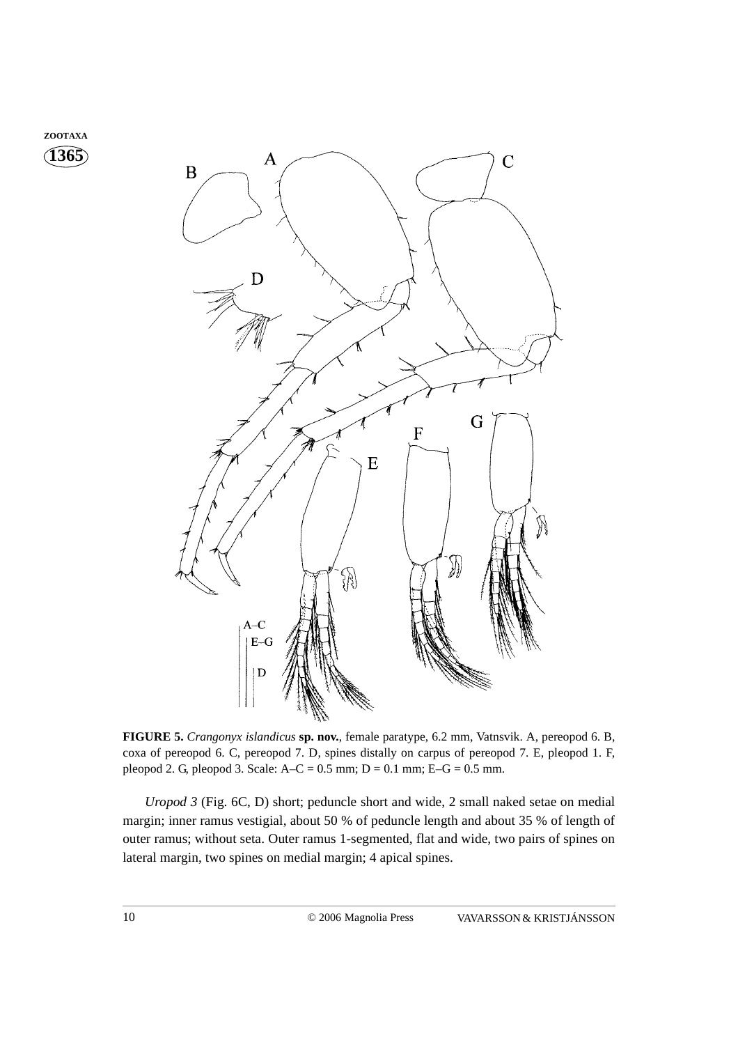**FIGURE 5.** *Crangonyx islandicus* **sp. nov.**, female paratype, 6.2 mm, Vatnsvik. A, pereopod 6. B, coxa of pereopod 6. C, pereopod 7. D, spines distally on carpus of pereopod 7. E, pleopod 1. F, pleopod 2. G, pleopod 3. Scale: A–C = 0.5 mm; D = 0.1 mm; E–G = 0.5 mm.

*Uropod 3* (Fig. 6C, D) short; peduncle short and wide, 2 small naked setae on medial margin; inner ramus vestigial, about 50 % of peduncle length and about 35 % of length of outer ramus; without seta. Outer ramus 1-segmented, flat and wide, two pairs of spines on lateral margin, two spines on medial margin; 4 apical spines.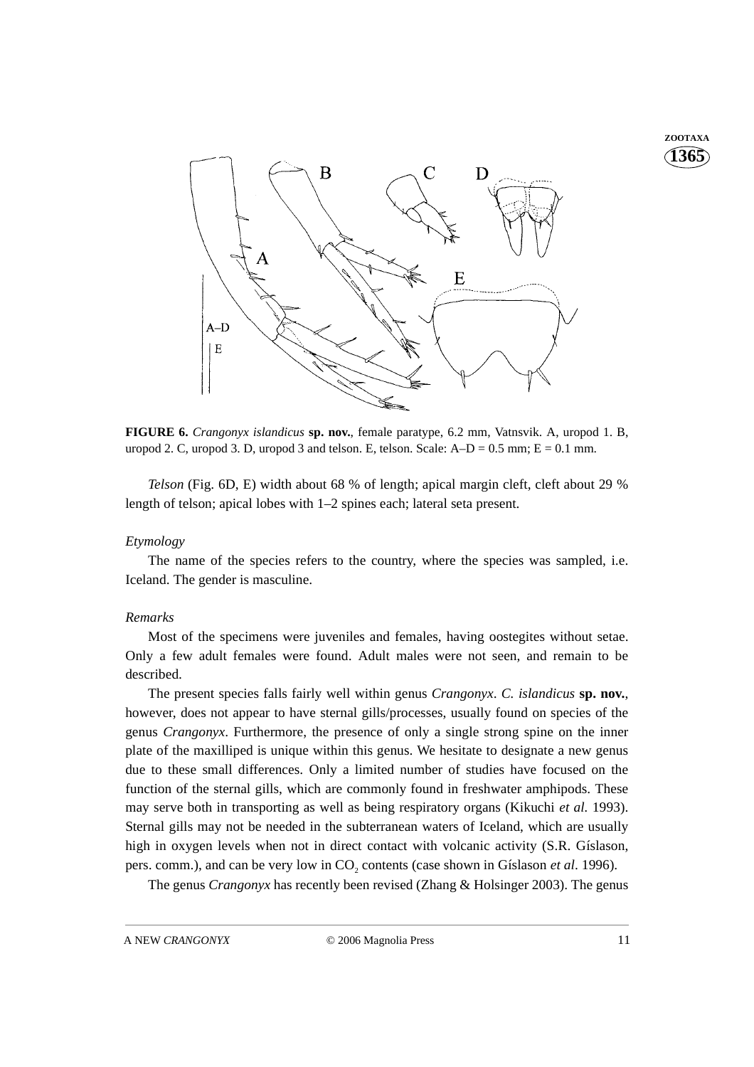**FIGURE 6.** *Crangonyx islandicus* **sp. nov.**, female paratype, 6.2 mm, Vatnsvik. A, uropod 1. B, uropod 2. C, uropod 3. D, uropod 3 and telson. E, telson. Scale: A–D = 0.5 mm; E = 0.1 mm.

*Telson* (Fig. 6D, E) width about 68 % of length; apical margin cleft, cleft about 29 % length of telson; apical lobes with 1–2 spines each; lateral seta present.

*Etymology*

The name of the species refers to the country, where the species was sampled, i.e. Iceland. The gender is masculine.

*Remarks*

Most of the specimens were juveniles and females, having oostegites without setae. Only a few adult females were found. Adult males were not seen, and remain to be described.

The present species falls fairly well within genus *Crangonyx*. *C. islandicus* **sp. nov.**, however, does not appear to have sternal gills/processes, usually found on species of the genus *Crangonyx*. Furthermore, the presence of only a single strong spine on the inner plate of the maxilliped is unique within this genus. We hesitate to designate a new genus due to these small differences. Only a limited number of studies have focused on the function of the sternal gills, which are commonly found in freshwater amphipods. These may serve both in transporting as well as being respiratory organs (Kikuchi *et al.* 1993). Sternal gills may not be needed in the subterranean waters of Iceland, which are usually high in oxygen levels when not in direct contact with volcanic activity (S.R. Gíslason, pers. comm.), and can be very low in $CO_2$ contents (case shown in Gíslason *et al*. 1996).

The genus *Crangonyx* has recently been revised (Zhang & Holsinger 2003). The genus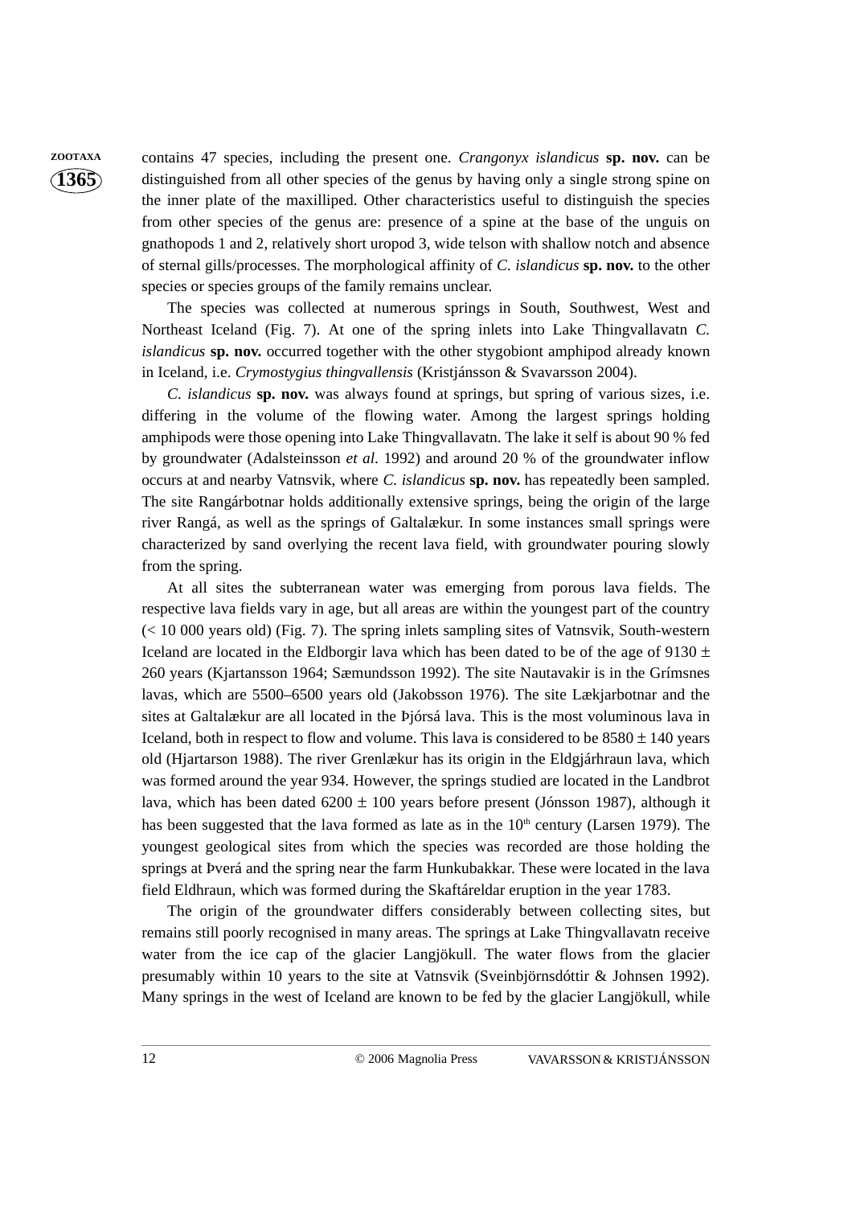contains 47 species, including the present one. *Crangonyx islandicus* **sp. nov.** can be distinguished from all other species of the genus by having only a single strong spine on the inner plate of the maxilliped. Other characteristics useful to distinguish the species from other species of the genus are: presence of a spine at the base of the unguis on gnathopods 1 and 2, relatively short uropod 3, wide telson with shallow notch and absence of sternal gills/processes. The morphological affinity of *C. islandicus* **sp. nov.** to the other species or species groups of the family remains unclear.

The species was collected at numerous springs in South, Southwest, West and Northeast Iceland (Fig. 7). At one of the spring inlets into Lake Thingvallavatn *C. islandicus* **sp. nov.** occurred together with the other stygobiont amphipod already known in Iceland, i.e. *Crymostygius thingvallensis* (Kristjánsson & Svavarsson 2004).

*C. islandicus* **sp. nov.** was always found at springs, but spring of various sizes, i.e. differing in the volume of the flowing water. Among the largest springs holding amphipods were those opening into Lake Thingvallavatn. The lake it self is about 90 % fed by groundwater (Adalsteinsson *et al.* 1992) and around 20 % of the groundwater inflow occurs at and nearby Vatnsvik, where *C. islandicus* **sp. nov.** has repeatedly been sampled. The site Rangárbotnar holds additionally extensive springs, being the origin of the large river Rangá, as well as the springs of Galtalækur. In some instances small springs were characterized by sand overlying the recent lava field, with groundwater pouring slowly from the spring.

At all sites the subterranean water was emerging from porous lava fields. The respective lava fields vary in age, but all areas are within the youngest part of the country (< 10 000 years old) (Fig. 7). The spring inlets sampling sites of Vatnsvik, South-western Iceland are located in the Eldborgir lava which has been dated to be of the age of 9130 ± 260 years (Kjartansson 1964; Sæmundsson 1992). The site Nautavakir is in the Grímsnes lavas, which are 5500–6500 years old (Jakobsson 1976). The site Lækjarbotnar and the sites at Galtalækur are all located in the Þjórsá lava. This is the most voluminous lava in Iceland, both in respect to flow and volume. This lava is considered to be 8580 ± 140 years old (Hjartarson 1988). The river Grenlækur has its origin in the Eldgjárhraun lava, which was formed around the year 934. However, the springs studied are located in the Landbrot lava, which has been dated 6200 ± 100 years before present (Jónsson 1987), although it has been suggested that the lava formed as late as in the 10th century (Larsen 1979). The youngest geological sites from which the species was recorded are those holding the springs at Þverá and the spring near the farm Hunkubakkar. These were located in the lava field Eldhraun, which was formed during the Skaftáreldar eruption in the year 1783.

The origin of the groundwater differs considerably between collecting sites, but remains still poorly recognised in many areas. The springs at Lake Thingvallavatn receive water from the ice cap of the glacier Langjökull. The water flows from the glacier presumably within 10 years to the site at Vatnsvik (Sveinbjörnsdóttir & Johnsen 1992). Many springs in the west of Iceland are known to be fed by the glacier Langjökull, while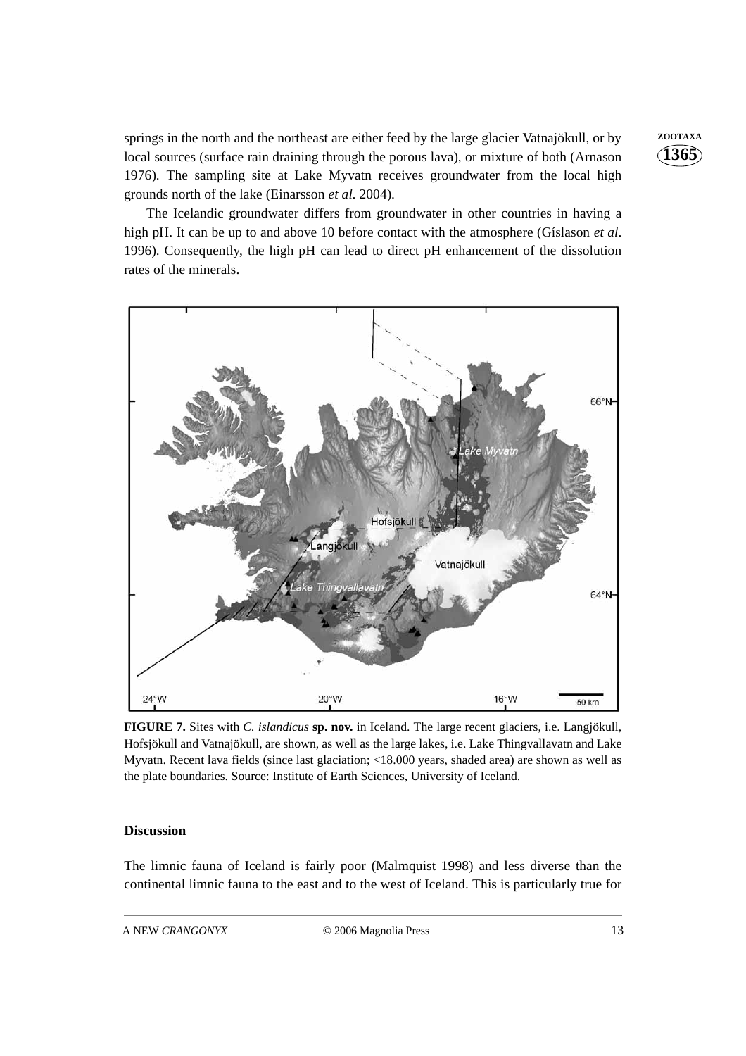springs in the north and the northeast are either feed by the large glacier Vatnajökull, or by local sources (surface rain draining through the porous lava), or mixture of both (Arnason 1976). The sampling site at Lake Myvatn receives groundwater from the local high grounds north of the lake (Einarsson *et al.* 2004).

The Icelandic groundwater differs from groundwater in other countries in having a high pH. It can be up to and above 10 before contact with the atmosphere (Gíslason *et al*. 1996). Consequently, the high pH can lead to direct pH enhancement of the dissolution rates of the minerals.

**FIGURE 7.** Sites with *C. islandicus* **sp. nov.** in Iceland. The large recent glaciers, i.e. Langjökull, Hofsjökull and Vatnajökull, are shown, as well as the large lakes, i.e. Lake Thingvallavatn and Lake Myvatn. Recent lava fields (since last glaciation; <18.000 years, shaded area) are shown as well as the plate boundaries. Source: Institute of Earth Sciences, University of Iceland.

### Discussion

The limnic fauna of Iceland is fairly poor (Malmquist 1998) and less diverse than the continental limnic fauna to the east and to the west of Iceland. This is particularly true for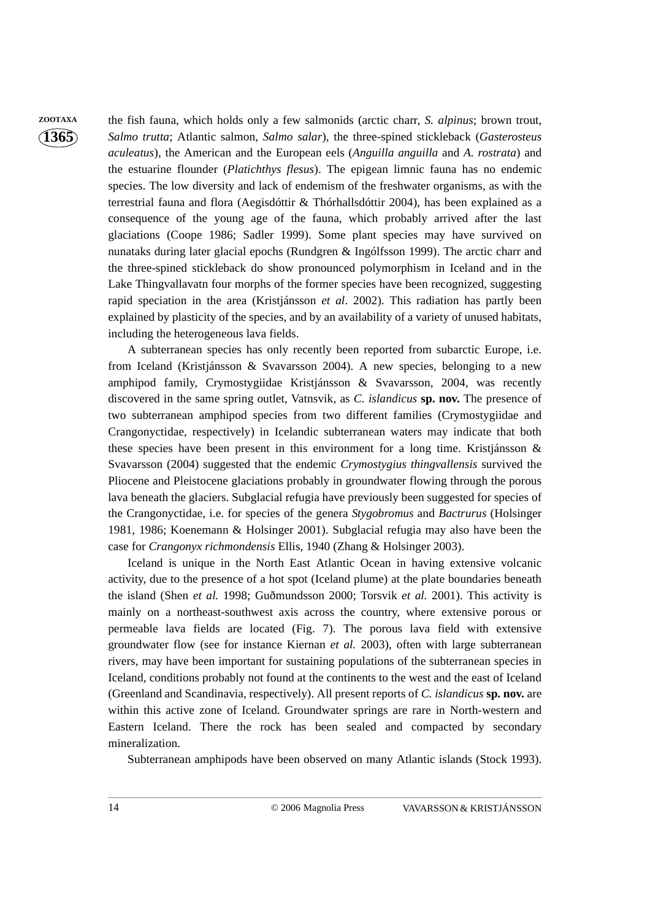the fish fauna, which holds only a few salmonids (arctic charr, *S. alpinus*; brown trout, *Salmo trutta*; Atlantic salmon, *Salmo salar*), the three-spined stickleback (*Gasterosteus aculeatus*), the American and the European eels (*Anguilla anguilla* and *A. rostrata*) and the estuarine flounder (*Platichthys flesus*). The epigean limnic fauna has no endemic species. The low diversity and lack of endemism of the freshwater organisms, as with the terrestrial fauna and flora (Aegisdóttir & Thórhallsdóttir 2004), has been explained as a consequence of the young age of the fauna, which probably arrived after the last glaciations (Coope 1986; Sadler 1999). Some plant species may have survived on nunataks during later glacial epochs (Rundgren & Ingólfsson 1999). The arctic charr and the three-spined stickleback do show pronounced polymorphism in Iceland and in the Lake Thingvallavatn four morphs of the former species have been recognized, suggesting rapid speciation in the area (Kristjánsson *et al*. 2002). This radiation has partly been explained by plasticity of the species, and by an availability of a variety of unused habitats, including the heterogeneous lava fields.

A subterranean species has only recently been reported from subarctic Europe, i.e. from Iceland (Kristjánsson & Svavarsson 2004). A new species, belonging to a new amphipod family, Crymostygiidae Kristjánsson & Svavarsson, 2004, was recently discovered in the same spring outlet, Vatnsvik, as *C. islandicus* **sp. nov.** The presence of two subterranean amphipod species from two different families (Crymostygiidae and Crangonyctidae, respectively) in Icelandic subterranean waters may indicate that both these species have been present in this environment for a long time. Kristjánsson & Svavarsson (2004) suggested that the endemic *Crymostygius thingvallensis* survived the Pliocene and Pleistocene glaciations probably in groundwater flowing through the porous lava beneath the glaciers. Subglacial refugia have previously been suggested for species of the Crangonyctidae, i.e. for species of the genera *Stygobromus* and *Bactrurus* (Holsinger 1981, 1986; Koenemann & Holsinger 2001). Subglacial refugia may also have been the case for *Crangonyx richmondensis* Ellis, 1940 (Zhang & Holsinger 2003).

Iceland is unique in the North East Atlantic Ocean in having extensive volcanic activity, due to the presence of a hot spot (Iceland plume) at the plate boundaries beneath the island (Shen *et al.* 1998; Guðmundsson 2000; Torsvik *et al.* 2001). This activity is mainly on a northeast-southwest axis across the country, where extensive porous or permeable lava fields are located (Fig. 7). The porous lava field with extensive groundwater flow (see for instance Kiernan *et al.* 2003), often with large subterranean rivers, may have been important for sustaining populations of the subterranean species in Iceland, conditions probably not found at the continents to the west and the east of Iceland (Greenland and Scandinavia, respectively). All present reports of *C. islandicus* **sp. nov.** are within this active zone of Iceland. Groundwater springs are rare in North-western and Eastern Iceland. There the rock has been sealed and compacted by secondary mineralization.

Subterranean amphipods have been observed on many Atlantic islands (Stock 1993).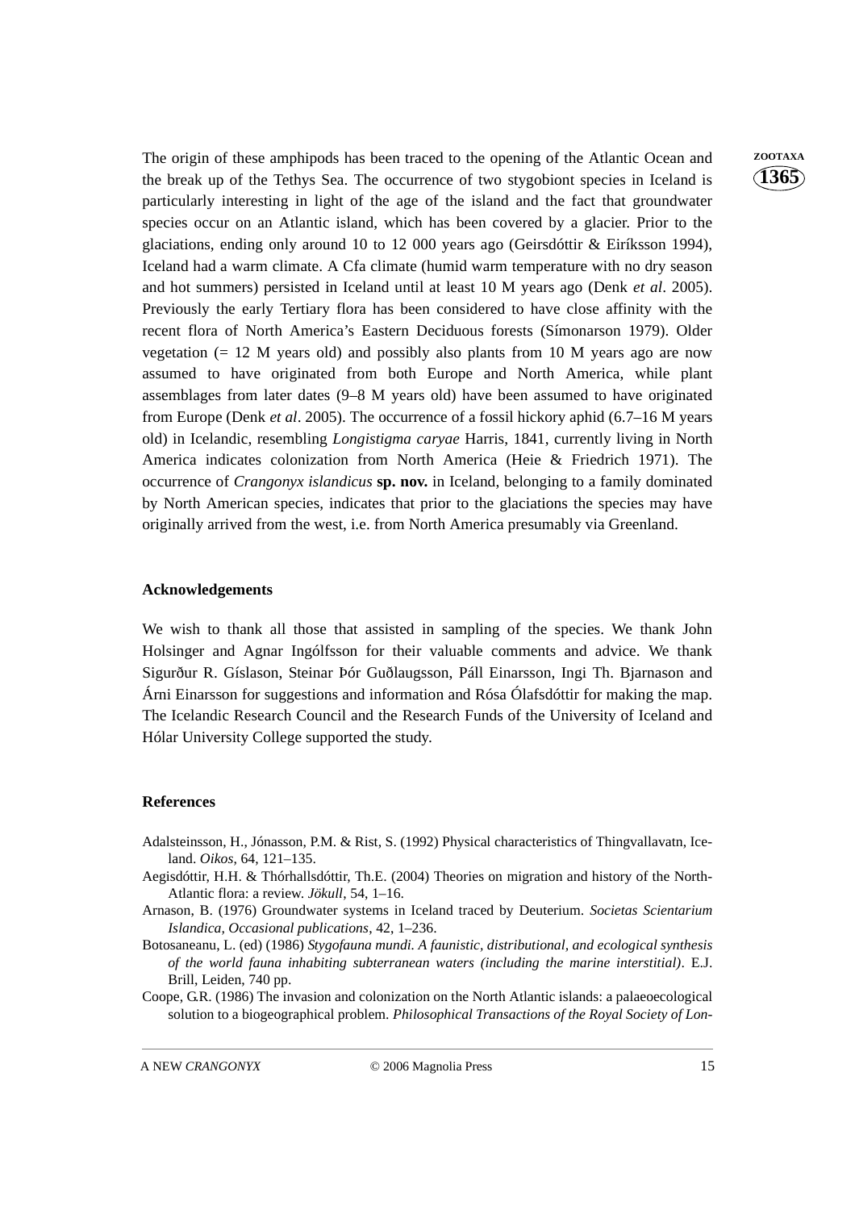The origin of these amphipods has been traced to the opening of the Atlantic Ocean and the break up of the Tethys Sea. The occurrence of two stygobiont species in Iceland is particularly interesting in light of the age of the island and the fact that groundwater species occur on an Atlantic island, which has been covered by a glacier. Prior to the glaciations, ending only around 10 to 12 000 years ago (Geirsdóttir & Eiríksson 1994), Iceland had a warm climate. A Cfa climate (humid warm temperature with no dry season and hot summers) persisted in Iceland until at least 10 M years ago (Denk *et al*. 2005). Previously the early Tertiary flora has been considered to have close affinity with the recent flora of North America's Eastern Deciduous forests (Símonarson 1979). Older vegetation (= 12 M years old) and possibly also plants from 10 M years ago are now assumed to have originated from both Europe and North America, while plant assemblages from later dates (9–8 M years old) have been assumed to have originated from Europe (Denk *et al*. 2005). The occurrence of a fossil hickory aphid (6.7–16 M years old) in Icelandic, resembling *Longistigma caryae* Harris, 1841, currently living in North America indicates colonization from North America (Heie & Friedrich 1971). The occurrence of *Crangonyx islandicus* **sp. nov.** in Iceland, belonging to a family dominated by North American species, indicates that prior to the glaciations the species may have originally arrived from the west, i.e. from North America presumably via Greenland.

## Acknowledgements

We wish to thank all those that assisted in sampling of the species. We thank John Holsinger and Agnar Ingólfsson for their valuable comments and advice. We thank Sigurður R. Gíslason, Steinar Þór Guðlaugsson, Páll Einarsson, Ingi Th. Bjarnason and Árni Einarsson for suggestions and information and Rósa Ólafsdóttir for making the map. The Icelandic Research Council and the Research Funds of the University of Iceland and Hólar University College supported the study.

## References

Adalsteinsson, H., Jónasson, P.M. & Rist, S. (1992) Physical characteristics of Thingvallavatn, Iceland. *Oikos*, 64, 121–135.

Aegisdóttir, H.H. & Thórhallsdóttir, Th.E. (2004) Theories on migration and history of the North-Atlantic flora: a review. *Jökull*, 54, 1–16.

Arnason, B. (1976) Groundwater systems in Iceland traced by Deuterium. *Societas Scientarium Islandica, Occasional publications*, 42, 1–236.

Botosaneanu, L. (ed) (1986) *Stygofauna mundi. A faunistic, distributional, and ecological synthesis of the world fauna inhabiting subterranean waters (including the marine interstitial)*. E.J. Brill, Leiden, 740 pp.

Coope, G.R. (1986) The invasion and colonization on the North Atlantic islands: a palaeoecological solution to a biogeographical problem. *Philosophical Transactions of the Royal Society of Lon-*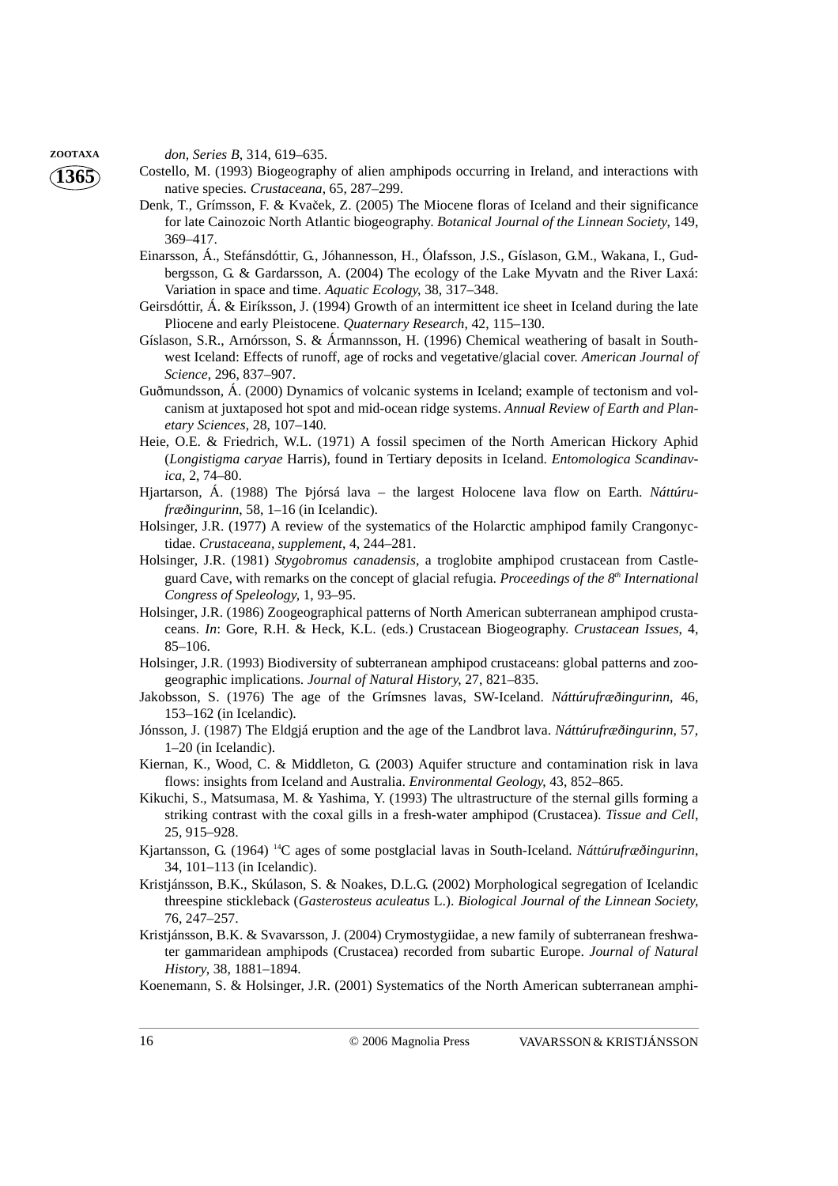*don, Series B*, 314, 619–635.

Costello, M. (1993) Biogeography of alien amphipods occurring in Ireland, and interactions with native species. *Crustaceana*, 65, 287–299.

Denk, T., Grímsson, F. & Kvaček, Z. (2005) The Miocene floras of Iceland and their significance for late Cainozoic North Atlantic biogeography. *Botanical Journal of the Linnean Society*, 149, 369–417.

Einarsson, Á., Stefánsdóttir, G., Jóhannesson, H., Ólafsson, J.S., Gíslason, G.M., Wakana, I., Gudbergsson, G. & Gardarsson, A. (2004) The ecology of the Lake Myvatn and the River Laxá: Variation in space and time. *Aquatic Ecology*, 38, 317–348.

Geirsdóttir, Á. & Eiríksson, J. (1994) Growth of an intermittent ice sheet in Iceland during the late Pliocene and early Pleistocene. *Quaternary Research*, 42, 115–130.

Gíslason, S.R., Arnórsson, S. & Ármannsson, H. (1996) Chemical weathering of basalt in Southwest Iceland: Effects of runoff, age of rocks and vegetative/glacial cover. *American Journal of Science*, 296, 837–907.

Guðmundsson, Á. (2000) Dynamics of volcanic systems in Iceland; example of tectonism and volcanism at juxtaposed hot spot and mid-ocean ridge systems. *Annual Review of Earth and Planetary Sciences*, 28, 107–140.

Heie, O.E. & Friedrich, W.L. (1971) A fossil specimen of the North American Hickory Aphid (*Longistigma caryae* Harris), found in Tertiary deposits in Iceland. *Entomologica Scandinavica*, 2, 74–80.

Hjartarson, Á. (1988) The Þjórsá lava – the largest Holocene lava flow on Earth. *Náttúrufræðingurinn*, 58, 1–16 (in Icelandic).

Holsinger, J.R. (1977) A review of the systematics of the Holarctic amphipod family Crangonyctidae. *Crustaceana, supplement*, 4, 244–281.

Holsinger, J.R. (1981) *Stygobromus canadensis*, a troglobite amphipod crustacean from Castleguard Cave, with remarks on the concept of glacial refugia. *Proceedings of the 8th International Congress of Speleology*, 1, 93–95.

Holsinger, J.R. (1986) Zoogeographical patterns of North American subterranean amphipod crustaceans. *In*: Gore, R.H. & Heck, K.L. (eds.) Crustacean Biogeography. *Crustacean Issues*, 4, 85–106.

Holsinger, J.R. (1993) Biodiversity of subterranean amphipod crustaceans: global patterns and zoogeographic implications. *Journal of Natural History*, 27, 821–835.

Jakobsson, S. (1976) The age of the Grímsnes lavas, SW-Iceland. *Náttúrufræðingurinn*, 46, 153–162 (in Icelandic).

Jónsson, J. (1987) The Eldgjá eruption and the age of the Landbrot lava. *Náttúrufræðingurinn*, 57, 1–20 (in Icelandic).

Kiernan, K., Wood, C. & Middleton, G. (2003) Aquifer structure and contamination risk in lava flows: insights from Iceland and Australia. *Environmental Geology*, 43, 852–865.

Kikuchi, S., Matsumasa, M. & Yashima, Y. (1993) The ultrastructure of the sternal gills forming a striking contrast with the coxal gills in a fresh-water amphipod (Crustacea). *Tissue and Cell*, 25, 915–928.

Kjartansson, G. (1964) $^{14}$C ages of some postglacial lavas in South-Iceland. *Náttúrufræðingurinn*, 34, 101–113 (in Icelandic).

Kristjánsson, B.K., Skúlason, S. & Noakes, D.L.G. (2002) Morphological segregation of Icelandic threespine stickleback (*Gasterosteus aculeatus* L.). *Biological Journal of the Linnean Society*, 76, 247–257.

Kristjánsson, B.K. & Svavarsson, J. (2004) Crymostygiidae, a new family of subterranean freshwater gammaridean amphipods (Crustacea) recorded from subartic Europe. *Journal of Natural History*, 38, 1881–1894.

Koenemann, S. & Holsinger, J.R. (2001) Systematics of the North American subterranean amphi-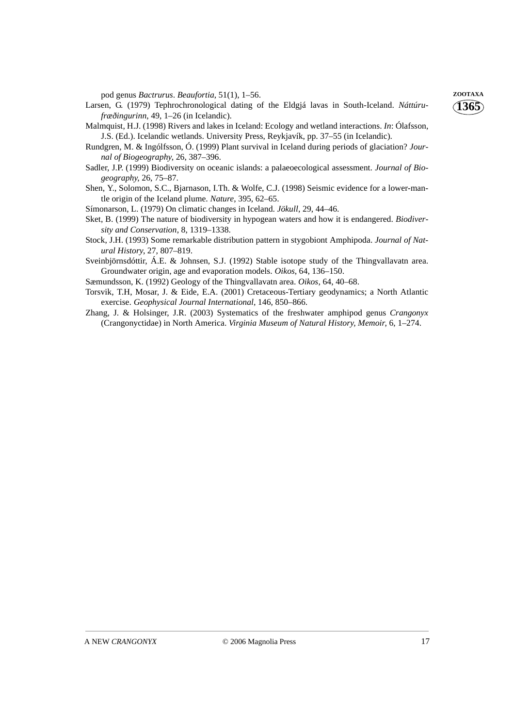pod genus *Bactrurus*. *Beaufortia*, 51(1), 1–56.

Larsen, G. (1979) Tephrochronological dating of the Eldgjá lavas in South-Iceland. *Náttúrufræðingurinn*, 49, 1–26 (in Icelandic).

Malmquist, H.J. (1998) Rivers and lakes in Iceland: Ecology and wetland interactions. *In*: Ólafsson, J.S. (Ed.). Icelandic wetlands. University Press, Reykjavík, pp. 37–55 (in Icelandic).

Rundgren, M. & Ingólfsson, Ó. (1999) Plant survival in Iceland during periods of glaciation? *Journal of Biogeography*, 26, 387–396.

Sadler, J.P. (1999) Biodiversity on oceanic islands: a palaeoecological assessment. *Journal of Biogeography*, 26, 75–87.

Shen, Y., Solomon, S.C., Bjarnason, I.Th. & Wolfe, C.J. (1998) Seismic evidence for a lower-mantle origin of the Iceland plume. *Nature*, 395, 62–65.

Símonarson, L. (1979) On climatic changes in Iceland. *Jökull*, 29, 44–46.

Sket, B. (1999) The nature of biodiversity in hypogean waters and how it is endangered. *Biodiversity and Conservation*, 8, 1319–1338.

Stock, J.H. (1993) Some remarkable distribution pattern in stygobiont Amphipoda. *Journal of Natural History*, 27, 807–819.

Sveinbjörnsdóttir, Á.E. & Johnsen, S.J. (1992) Stable isotope study of the Thingvallavatn area. Groundwater origin, age and evaporation models. *Oikos*, 64, 136–150.

Sæmundsson, K. (1992) Geology of the Thingvallavatn area. *Oikos*, 64, 40–68.

Torsvik, T.H, Mosar, J. & Eide, E.A. (2001) Cretaceous-Tertiary geodynamics; a North Atlantic exercise. *Geophysical Journal International*, 146, 850–866.

Zhang, J. & Holsinger, J.R. (2003) Systematics of the freshwater amphipod genus *Crangonyx* (Crangonyctidae) in North America. *Virginia Museum of Natural History, Memoir*, 6, 1–274.